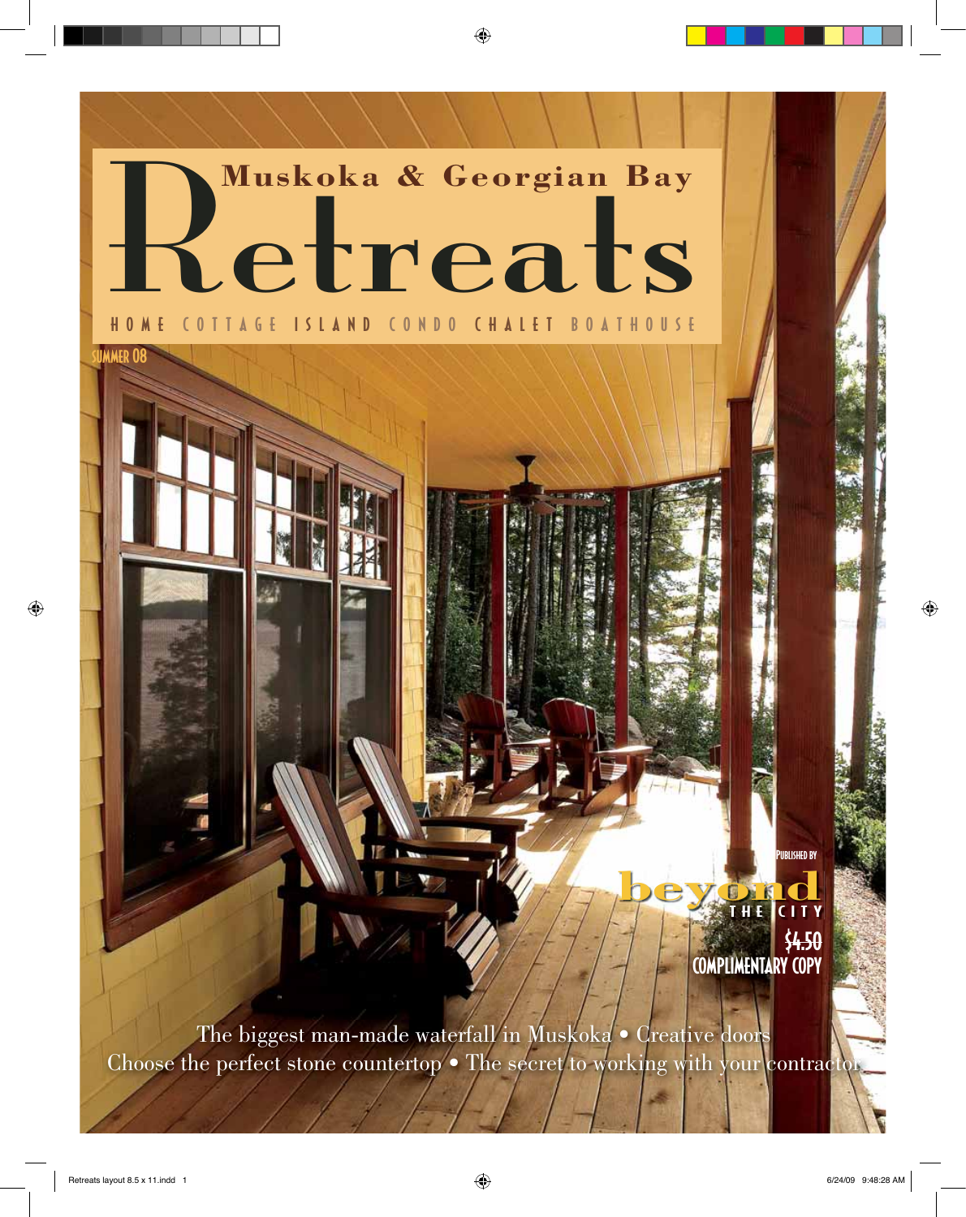# Muskoka & Georgian Bay Retreats

HOME COTTAGE ISLAND CONDO CHALET BOATHOUSE

SUMMER 08

PUBLISHED BY

beyond THE CITY

$4.50

COMPLIMENTARY COPY

The biggest man-made waterfall in Muskoka • Creative doors

Choose the perfect stone countertop • The secret to working with your contractor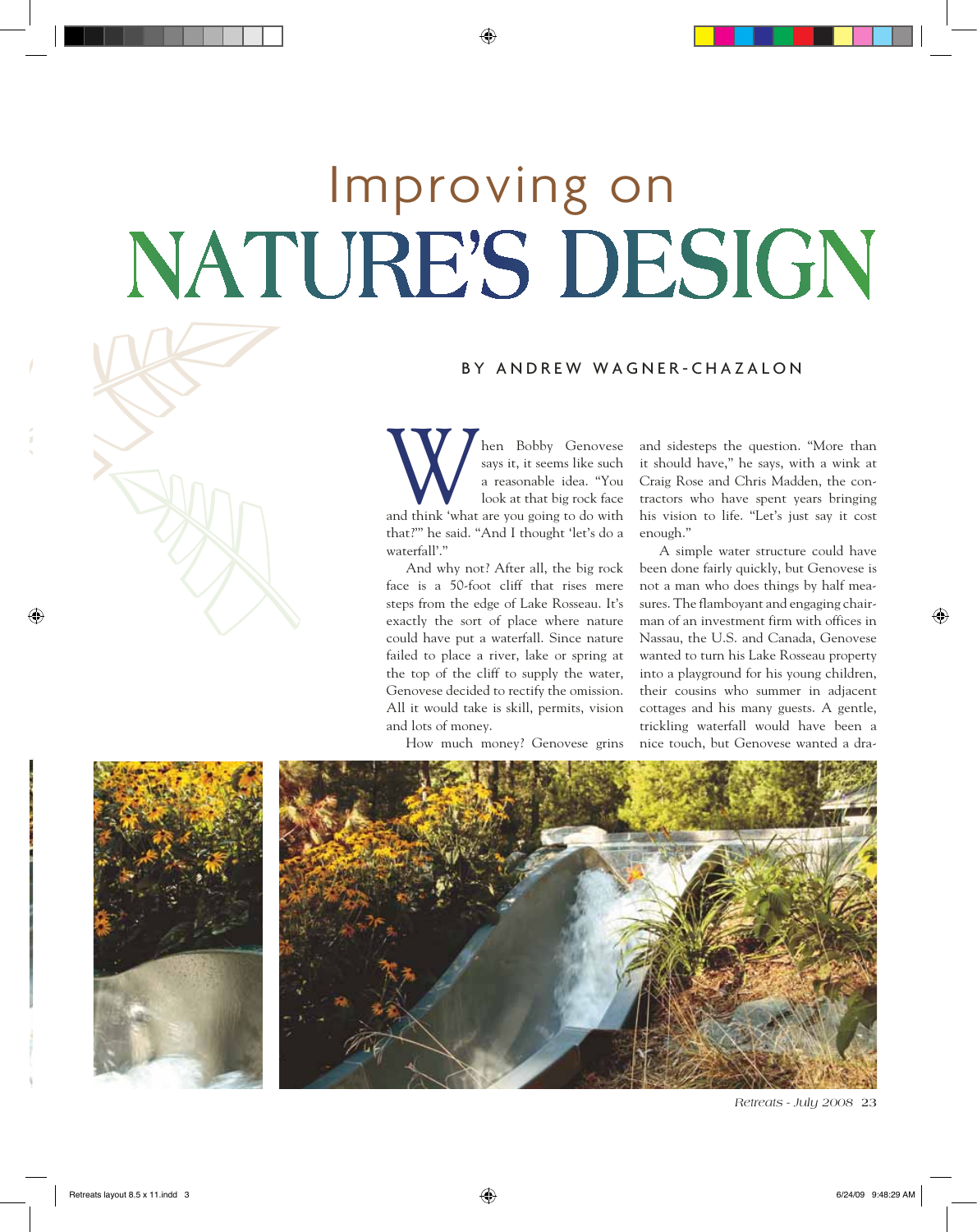# Improving on NATURE'S DESIGN

BY ANDREW WAGNER-CHAZALON

When Bobby Genovese says it, it seems like such a reasonable idea. "You look at that big rock face and think 'what are you going to do with that?'" he said. "And I thought 'let's do a waterfall'."

And why not? After all, the big rock face is a 50-foot cliff that rises mere steps from the edge of Lake Rosseau. It's exactly the sort of place where nature could have put a waterfall. Since nature failed to place a river, lake or spring at the top of the cliff to supply the water, Genovese decided to rectify the omission. All it would take is skill, permits, vision and lots of money.

How much money? Genovese grins and sidesteps the question. "More than it should have," he says, with a wink at Craig Rose and Chris Madden, the contractors who have spent years bringing his vision to life. "Let's just say it cost enough."

A simple water structure could have been done fairly quickly, but Genovese is not a man who does things by half measures. The flamboyant and engaging chairman of an investment firm with offices in Nassau, the U.S. and Canada, Genovese wanted to turn his Lake Rosseau property into a playground for his young children, their cousins who summer in adjacent cottages and his many guests. A gentle, trickling waterfall would have been a nice touch, but Genovese wanted a dra-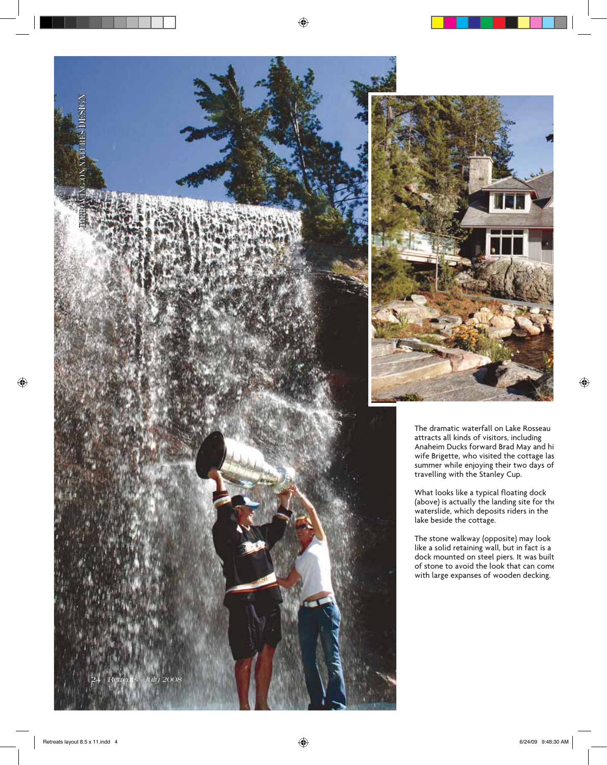The dramatic waterfall on Lake Rosseau attracts all kinds of visitors, including Anaheim Ducks forward Brad May and hi wife Brigette, who visited the cottage las summer while enjoying their two days of travelling with the Stanley Cup.

What looks like a typical floating dock (above) is actually the landing site for the waterslide, which deposits riders in the lake beside the cottage.

The stone walkway (opposite) may look like a solid retaining wall, but in fact is a dock mounted on steel piers. It was built of stone to avoid the look that can come with large expanses of wooden decking.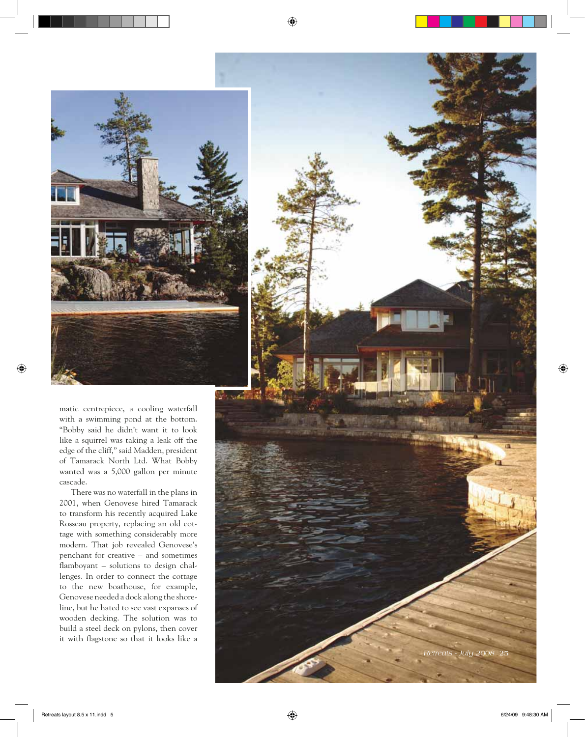matic centrepiece, a cooling waterfall with a swimming pond at the bottom. "Bobby said he didn't want it to look like a squirrel was taking a leak off the edge of the cliff," said Madden, president of Tamarack North Ltd. What Bobby wanted was a 5,000 gallon per minute cascade.

There was no waterfall in the plans in 2001, when Genovese hired Tamarack to transform his recently acquired Lake Rosseau property, replacing an old cottage with something considerably more modern. That job revealed Genovese's penchant for creative – and sometimes flamboyant – solutions to design challenges. In order to connect the cottage to the new boathouse, for example, Genovese needed a dock along the shoreline, but he hated to see vast expanses of wooden decking. The solution was to build a steel deck on pylons, then cover it with flagstone so that it looks like a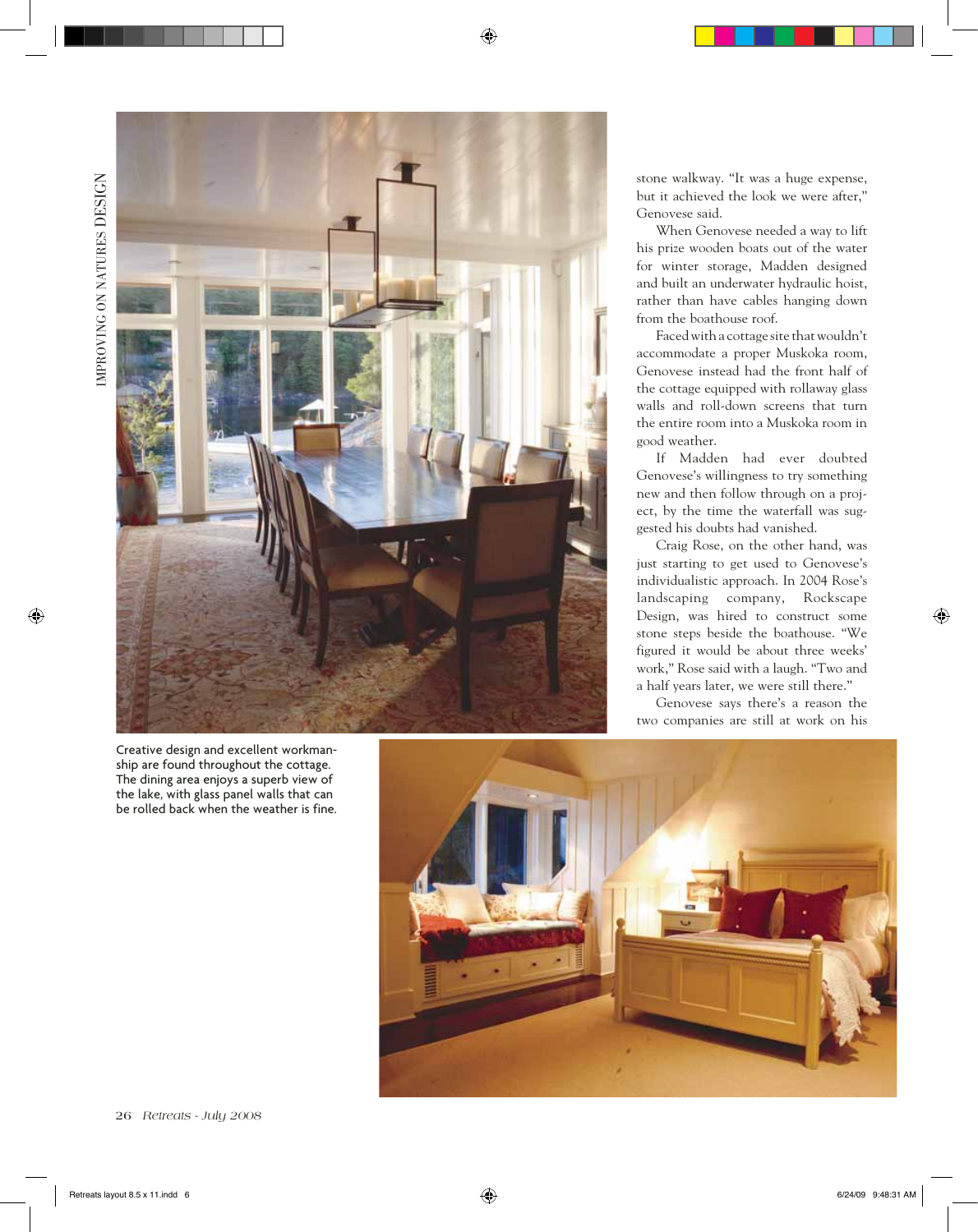stone walkway. "It was a huge expense, but it achieved the look we were after," Genovese said.

When Genovese needed a way to lift his prize wooden boats out of the water for winter storage, Madden designed and built an underwater hydraulic hoist, rather than have cables hanging down from the boathouse roof.

Faced with a cottage site that wouldn't accommodate a proper Muskoka room, Genovese instead had the front half of the cottage equipped with rollaway glass walls and roll-down screens that turn the entire room into a Muskoka room in good weather.

If Madden had ever doubted Genovese's willingness to try something new and then follow through on a project, by the time the waterfall was suggested his doubts had vanished.

Craig Rose, on the other hand, was just starting to get used to Genovese's individualistic approach. In 2004 Rose's landscaping company, Rockscape Design, was hired to construct some stone steps beside the boathouse. "We figured it would be about three weeks' work," Rose said with a laugh. "Two and a half years later, we were still there."

Genovese says there's a reason the two companies are still at work on his

Creative design and excellent workmanship are found throughout the cottage. The dining area enjoys a superb view of the lake, with glass panel walls that can be rolled back when the weather is fine.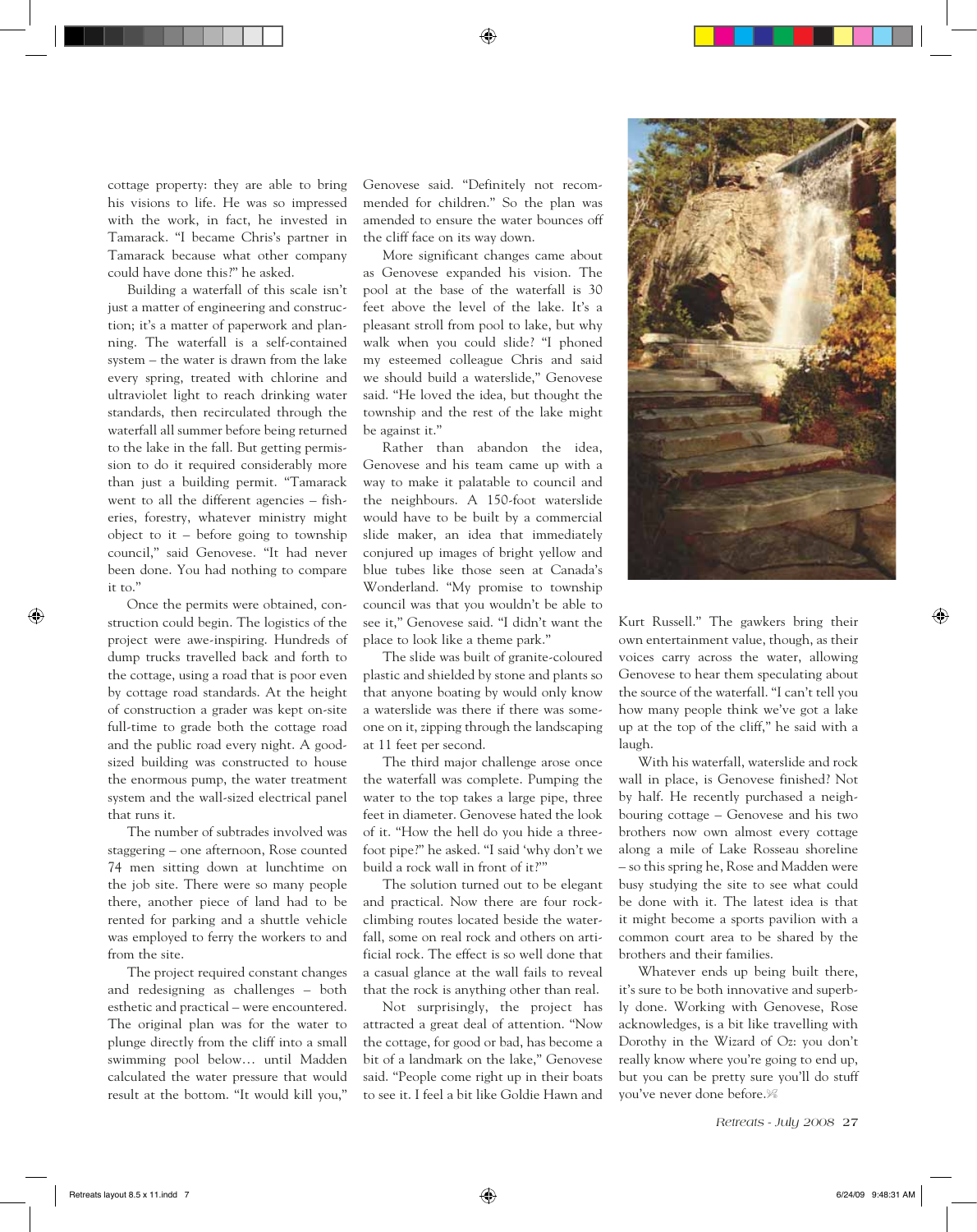cottage property: they are able to bring his visions to life. He was so impressed with the work, in fact, he invested in Tamarack. "I became Chris's partner in Tamarack because what other company could have done this?" he asked.

Building a waterfall of this scale isn't just a matter of engineering and construction; it's a matter of paperwork and planning. The waterfall is a self-contained system – the water is drawn from the lake every spring, treated with chlorine and ultraviolet light to reach drinking water standards, then recirculated through the waterfall all summer before being returned to the lake in the fall. But getting permission to do it required considerably more than just a building permit. "Tamarack went to all the different agencies – fisheries, forestry, whatever ministry might object to it – before going to township council," said Genovese. "It had never been done. You had nothing to compare it to."

Once the permits were obtained, construction could begin. The logistics of the project were awe-inspiring. Hundreds of dump trucks travelled back and forth to the cottage, using a road that is poor even by cottage road standards. At the height of construction a grader was kept on-site full-time to grade both the cottage road and the public road every night. A good-sized building was constructed to house the enormous pump, the water treatment system and the wall-sized electrical panel that runs it.

The number of subtrades involved was staggering – one afternoon, Rose counted 74 men sitting down at lunchtime on the job site. There were so many people there, another piece of land had to be rented for parking and a shuttle vehicle was employed to ferry the workers to and from the site.

The project required constant changes and redesigning as challenges – both esthetic and practical – were encountered. The original plan was for the water to plunge directly from the cliff into a small swimming pool below… until Madden calculated the water pressure that would result at the bottom. "It would kill you," Genovese said. "Definitely not recommended for children." So the plan was amended to ensure the water bounces off the cliff face on its way down.

More significant changes came about as Genovese expanded his vision. The pool at the base of the waterfall is 30 feet above the level of the lake. It's a pleasant stroll from pool to lake, but why walk when you could slide? "I phoned my esteemed colleague Chris and said we should build a waterslide," Genovese said. "He loved the idea, but thought the township and the rest of the lake might be against it."

Rather than abandon the idea, Genovese and his team came up with a way to make it palatable to council and the neighbours. A 150-foot waterslide would have to be built by a commercial slide maker, an idea that immediately conjured up images of bright yellow and blue tubes like those seen at Canada's Wonderland. "My promise to township council was that you wouldn't be able to see it," Genovese said. "I didn't want the place to look like a theme park."

The slide was built of granite-coloured plastic and shielded by stone and plants so that anyone boating by would only know a waterslide was there if there was someone on it, zipping through the landscaping at 11 feet per second.

The third major challenge arose once the waterfall was complete. Pumping the water to the top takes a large pipe, three feet in diameter. Genovese hated the look of it. "How the hell do you hide a three-foot pipe?" he asked. "I said 'why don't we build a rock wall in front of it?'"

The solution turned out to be elegant and practical. Now there are four rock-climbing routes located beside the waterfall, some on real rock and others on artificial rock. The effect is so well done that a casual glance at the wall fails to reveal that the rock is anything other than real.

Not surprisingly, the project has attracted a great deal of attention. "Now the cottage, for good or bad, has become a bit of a landmark on the lake," Genovese said. "People come right up in their boats to see it. I feel a bit like Goldie Hawn and Kurt Russell." The gawkers bring their own entertainment value, though, as their voices carry across the water, allowing Genovese to hear them speculating about the source of the waterfall. "I can't tell you how many people think we've got a lake up at the top of the cliff," he said with a laugh.

With his waterfall, waterslide and rock wall in place, is Genovese finished? Not by half. He recently purchased a neighbouring cottage – Genovese and his two brothers now own almost every cottage along a mile of Lake Rosseau shoreline – so this spring he, Rose and Madden were busy studying the site to see what could be done with it. The latest idea is that it might become a sports pavilion with a common court area to be shared by the brothers and their families.

Whatever ends up being built there, it's sure to be both innovative and superbly done. Working with Genovese, Rose acknowledges, is a bit like travelling with Dorothy in the Wizard of Oz: you don't really know where you're going to end up, but you can be pretty sure you'll do stuff you've never done before.